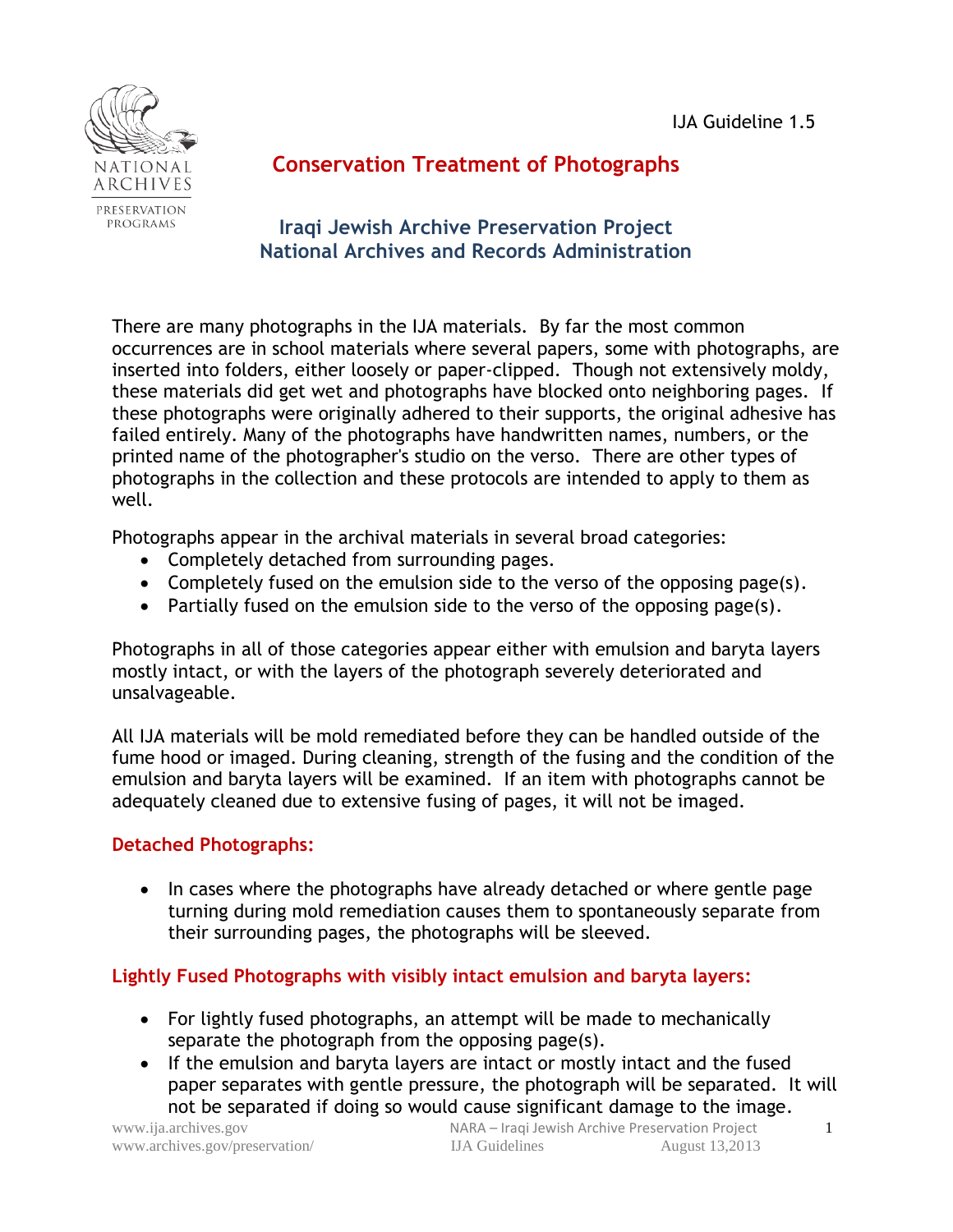IJA Guideline 1.5

# Conservation Treatment of Photographs

## Iraqi Jewish Archive Preservation Project
## National Archives and Records Administration

There are many photographs in the IJA materials. By far the most common occurrences are in school materials where several papers, some with photographs, are inserted into folders, either loosely or paper-clipped. Though not extensively moldy, these materials did get wet and photographs have blocked onto neighboring pages. If these photographs were originally adhered to their supports, the original adhesive has failed entirely. Many of the photographs have handwritten names, numbers, or the printed name of the photographer's studio on the verso. There are other types of photographs in the collection and these protocols are intended to apply to them as well.

Photographs appear in the archival materials in several broad categories:

- Completely detached from surrounding pages.
- Completely fused on the emulsion side to the verso of the opposing page(s).
- Partially fused on the emulsion side to the verso of the opposing page(s).

Photographs in all of those categories appear either with emulsion and baryta layers mostly intact, or with the layers of the photograph severely deteriorated and unsalvageable.

All IJA materials will be mold remediated before they can be handled outside of the fume hood or imaged. During cleaning, strength of the fusing and the condition of the emulsion and baryta layers will be examined. If an item with photographs cannot be adequately cleaned due to extensive fusing of pages, it will not be imaged.

### Detached Photographs:

- In cases where the photographs have already detached or where gentle page turning during mold remediation causes them to spontaneously separate from their surrounding pages, the photographs will be sleeved.

### Lightly Fused Photographs with visibly intact emulsion and baryta layers:

- For lightly fused photographs, an attempt will be made to mechanically separate the photograph from the opposing page(s).
- If the emulsion and baryta layers are intact or mostly intact and the fused paper separates with gentle pressure, the photograph will be separated. It will not be separated if doing so would cause significant damage to the image.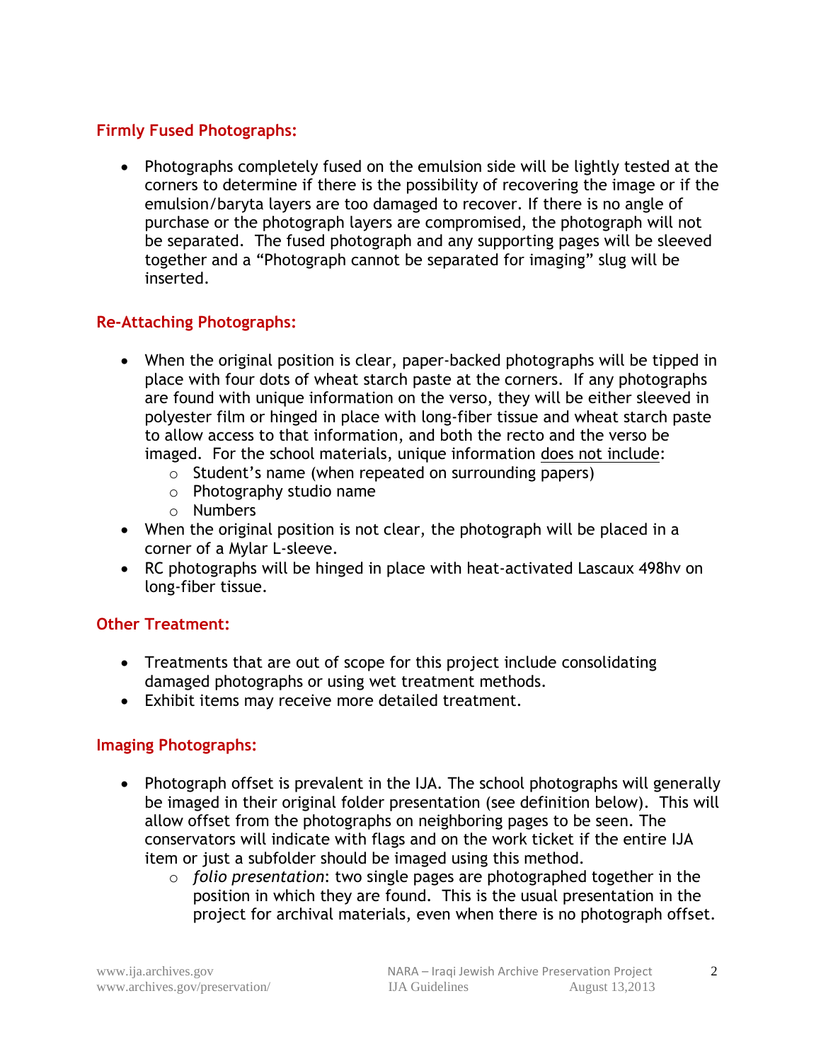## Firmly Fused Photographs:

- Photographs completely fused on the emulsion side will be lightly tested at the corners to determine if there is the possibility of recovering the image or if the emulsion/baryta layers are too damaged to recover. If there is no angle of purchase or the photograph layers are compromised, the photograph will not be separated. The fused photograph and any supporting pages will be sleeved together and a "Photograph cannot be separated for imaging" slug will be inserted.

## Re-Attaching Photographs:

- When the original position is clear, paper-backed photographs will be tipped in place with four dots of wheat starch paste at the corners. If any photographs are found with unique information on the verso, they will be either sleeved in polyester film or hinged in place with long-fiber tissue and wheat starch paste to allow access to that information, and both the recto and the verso be imaged. For the school materials, unique information <u>does not include</u>:
    - Student's name (when repeated on surrounding papers)
    - Photography studio name
    - Numbers
- When the original position is not clear, the photograph will be placed in a corner of a Mylar L-sleeve.
- RC photographs will be hinged in place with heat-activated Lascaux 498hv on long-fiber tissue.

## Other Treatment:

- Treatments that are out of scope for this project include consolidating damaged photographs or using wet treatment methods.
- Exhibit items may receive more detailed treatment.

## Imaging Photographs:

- Photograph offset is prevalent in the IJA. The school photographs will generally be imaged in their original folder presentation (see definition below). This will allow offset from the photographs on neighboring pages to be seen. The conservators will indicate with flags and on the work ticket if the entire IJA item or just a subfolder should be imaged using this method.
    - *folio presentation*: two single pages are photographed together in the position in which they are found. This is the usual presentation in the project for archival materials, even when there is no photograph offset.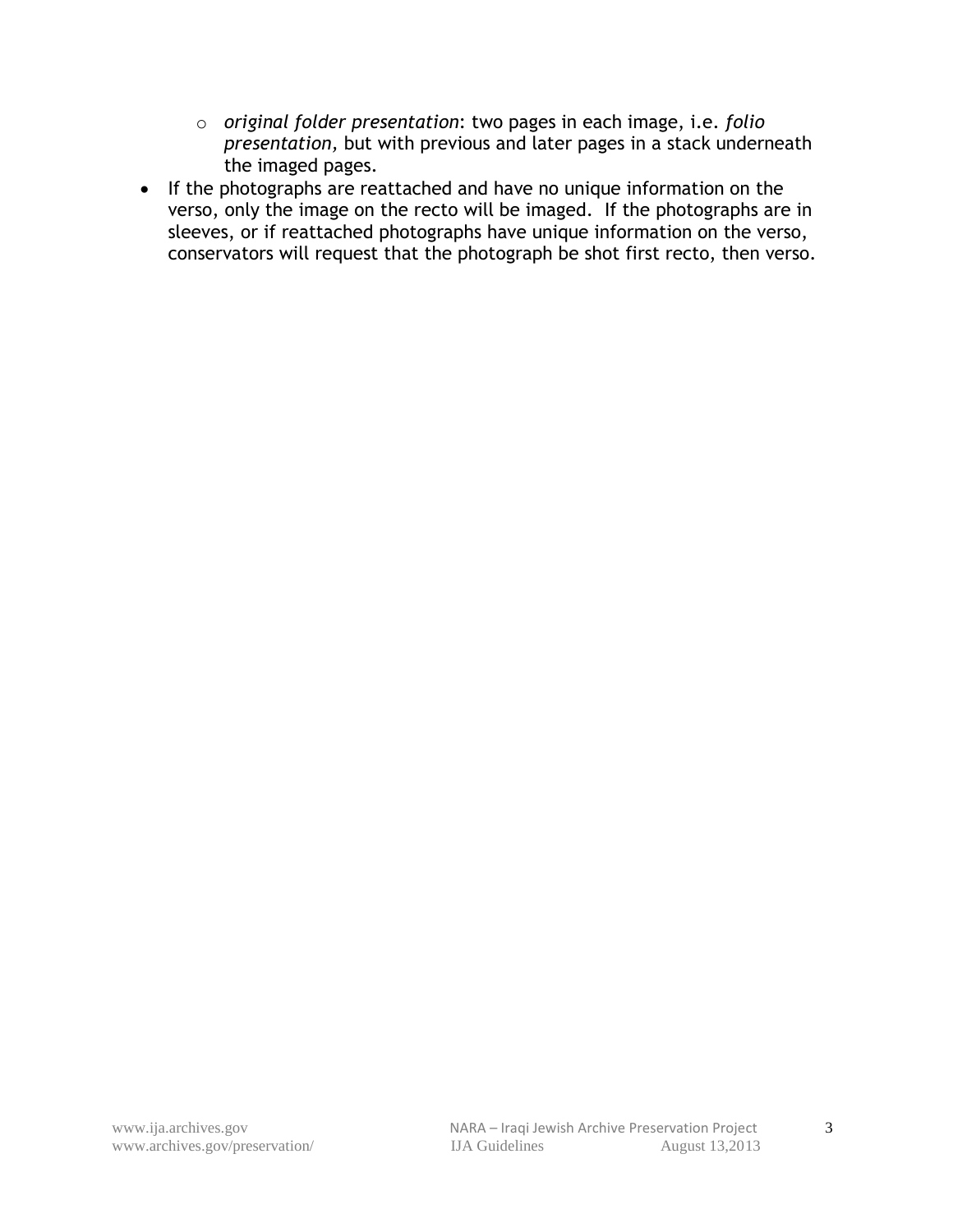- *original folder presentation*: two pages in each image, i.e. *folio presentation,* but with previous and later pages in a stack underneath the imaged pages.
- If the photographs are reattached and have no unique information on the verso, only the image on the recto will be imaged. If the photographs are in sleeves, or if reattached photographs have unique information on the verso, conservators will request that the photograph be shot first recto, then verso.